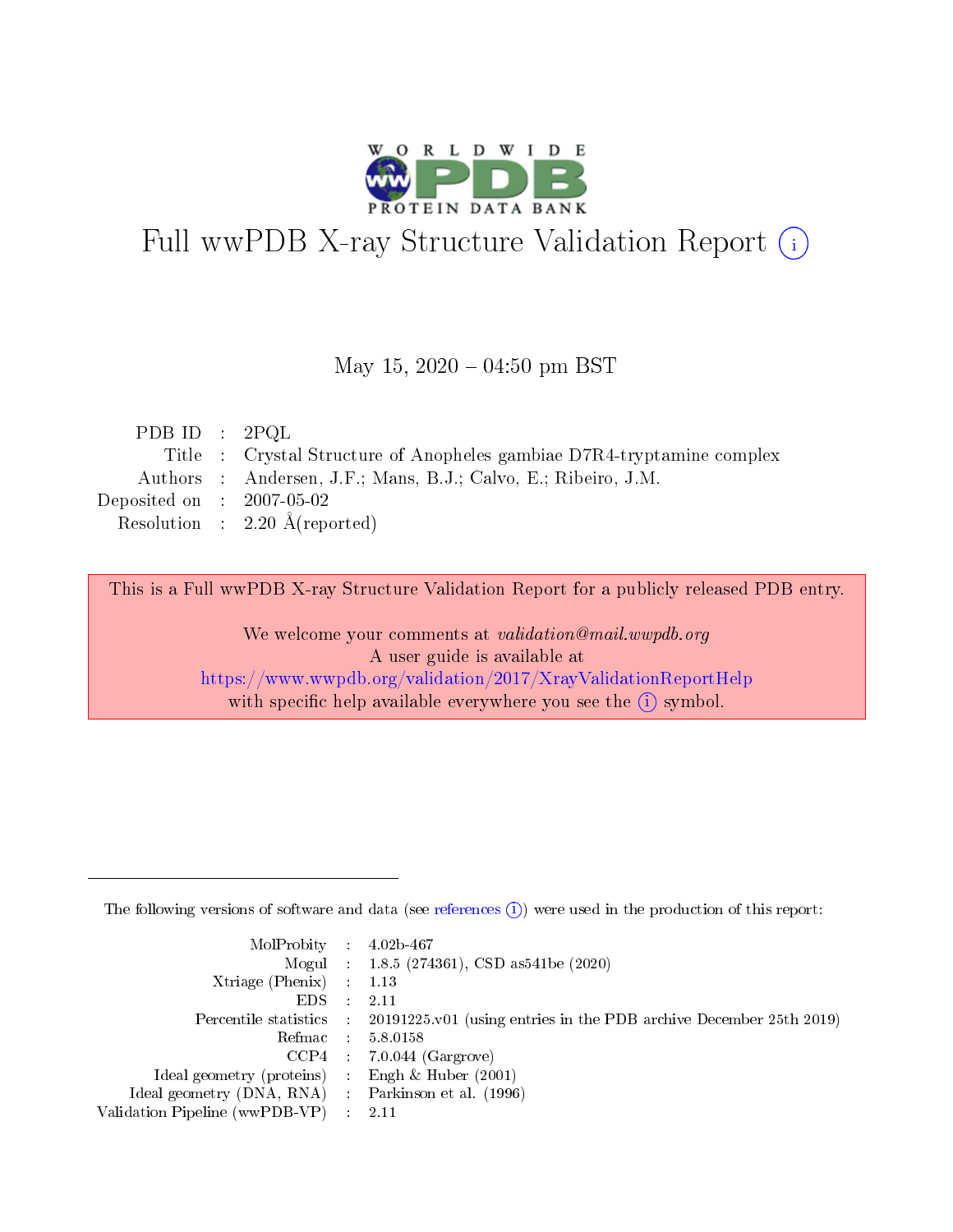# Full wwPDB X-ray Structure Validation Report (i)

May 15, 2020 – 04:50 pm BST

| | | |
|---|---|---|
| PDB ID | : | 2PQL |
| Title | : | Crystal Structure of Anopheles gambiae D7R4-tryptamine complex |
| Authors | : | Andersen, J.F.; Mans, B.J.; Calvo, E.; Ribeiro, J.M. |
| Deposited on | : | 2007-05-02 |
| Resolution | : | 2.20 Å(reported) |

This is a Full wwPDB X-ray Structure Validation Report for a publicly released PDB entry.

We welcome your comments at *validation@mail.wwpdb.org*
A user guide is available at
https://www.wwpdb.org/validation/2017/XrayValidationReportHelp
with specific help available everywhere you see the (i) symbol.

---

The following versions of software and data (see references (i)) were used in the production of this report:

| | | |
|---|---|---|
| MolProbity | : | 4.02b-467 |
| Mogul | : | 1.8.5 (274361), CSD as541be (2020) |
| Xtriage (Phenix) | : | 1.13 |
| EDS | : | 2.11 |
| Percentile statistics | : | 20191225.v01 (using entries in the PDB archive December 25th 2019) |
| Refmac | : | 5.8.0158 |
| CCP4 | : | 7.0.044 (Gargrove) |
| Ideal geometry (proteins) | : | Engh & Huber (2001) |
| Ideal geometry (DNA, RNA) | : | Parkinson et al. (1996) |
| Validation Pipeline (wwPDB-VP) | : | 2.11 |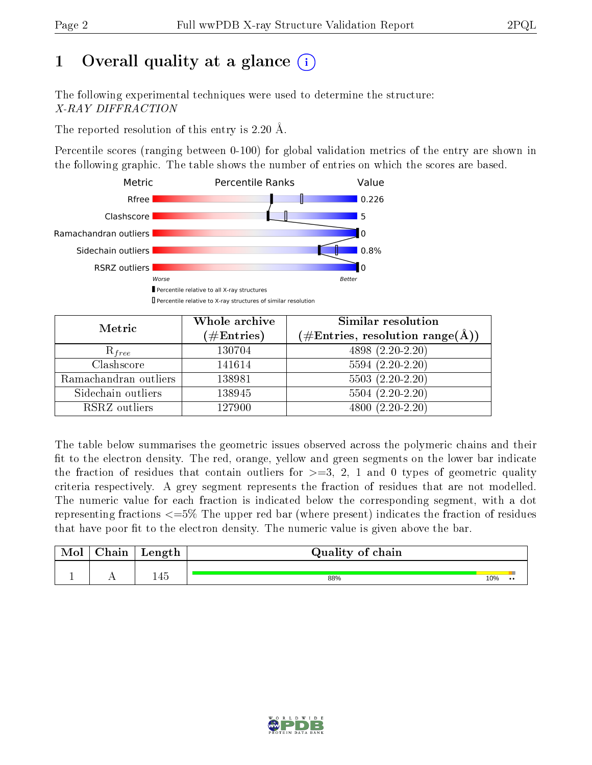# 1 Overall quality at a glance (i)

The following experimental techniques were used to determine the structure:
*X-RAY DIFFRACTION*

The reported resolution of this entry is 2.20 Å.

Percentile scores (ranging between 0-100) for global validation metrics of the entry are shown in the following graphic. The table shows the number of entries on which the scores are based.

| Metric | Value |
|---|---|
| Rfree | 0.226 |
| Clashscore | 5 |
| Ramachandran outliers | 0 |
| Sidechain outliers | 0.8% |
| RSRZ outliers | 0 |

Worse — Better

▮ Percentile relative to all X-ray structures
▯ Percentile relative to X-ray structures of similar resolution

| Metric | Whole archive (#Entries) | Similar resolution (#Entries, resolution range(Å)) |
|---|---|---|
| $R_{free}$ | 130704 | 4898 (2.20-2.20) |
| Clashscore | 141614 | 5594 (2.20-2.20) |
| Ramachandran outliers | 138981 | 5503 (2.20-2.20) |
| Sidechain outliers | 138945 | 5504 (2.20-2.20) |
| RSRZ outliers | 127900 | 4800 (2.20-2.20) |

The table below summarises the geometric issues observed across the polymeric chains and their fit to the electron density. The red, orange, yellow and green segments on the lower bar indicate the fraction of residues that contain outliers for >=3, 2, 1 and 0 types of geometric quality criteria respectively. A grey segment represents the fraction of residues that are not modelled. The numeric value for each fraction is indicated below the corresponding segment, with a dot representing fractions <=5% The upper red bar (where present) indicates the fraction of residues that have poor fit to the electron density. The numeric value is given above the bar.

| Mol | Chain | Length | Quality of chain |
|---|---|---|---|
| 1 | A | 145 | 88% / 10% / •• |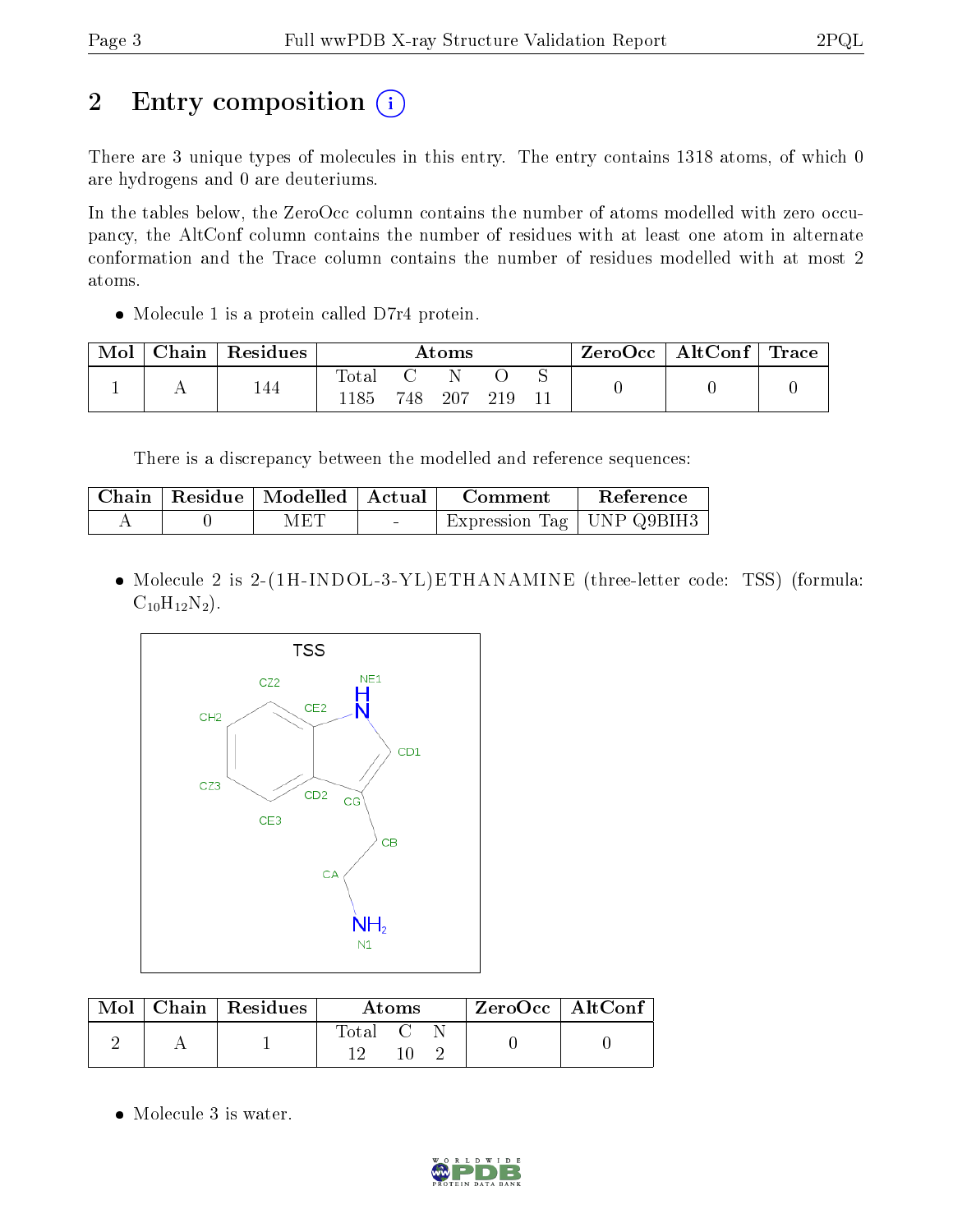# 2 Entry composition

There are 3 unique types of molecules in this entry. The entry contains 1318 atoms, of which 0 are hydrogens and 0 are deuteriums.

In the tables below, the ZeroOcc column contains the number of atoms modelled with zero occupancy, the AltConf column contains the number of residues with at least one atom in alternate conformation and the Trace column contains the number of residues modelled with at most 2 atoms.

- Molecule 1 is a protein called D7r4 protein.

| Mol | Chain | Residues | Atoms | | | | | ZeroOcc | AltConf | Trace |
|---|---|---|---|---|---|---|---|---|---|---|
| | | | Total | C | N | O | S | | | |
| 1 | A | 144 | 1185 | 748 | 207 | 219 | 11 | 0 | 0 | 0 |

There is a discrepancy between the modelled and reference sequences:

| Chain | Residue | Modelled | Actual | Comment | Reference |
|---|---|---|---|---|---|
| A | 0 | MET | - | Expression Tag | UNP Q9BIH3 |

- Molecule 2 is 2-(1H-INDOL-3-YL)ETHANAMINE (three-letter code: TSS) (formula: $C_{10}H_{12}N_2$).

| Mol | Chain | Residues | Atoms | | | ZeroOcc | AltConf |
|---|---|---|---|---|---|---|---|
| | | | Total | C | N | | |
| 2 | A | 1 | 12 | 10 | 2 | 0 | 0 |

- Molecule 3 is water.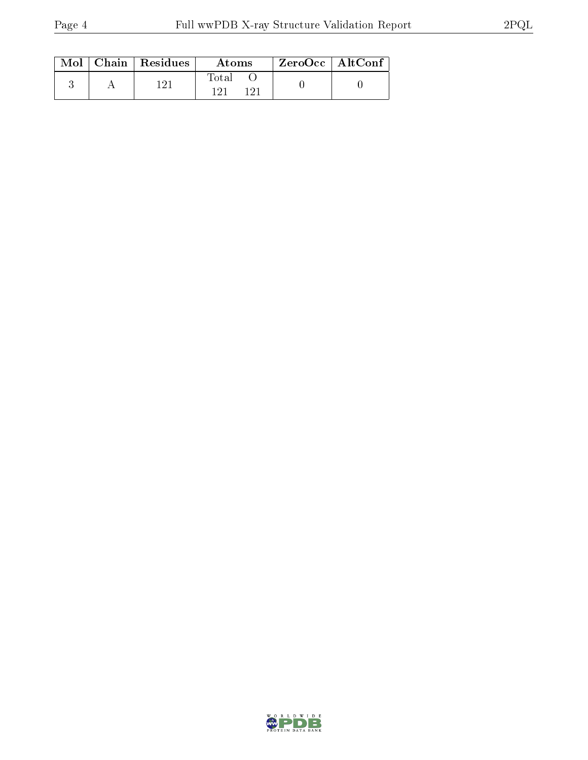| Mol | Chain | Residues | Atoms | | ZeroOcc | AltConf |
|---|---|---|---|---|---|---|
| | | | Total | O | | |
| 3 | A | 121 | 121 | 121 | 0 | 0 |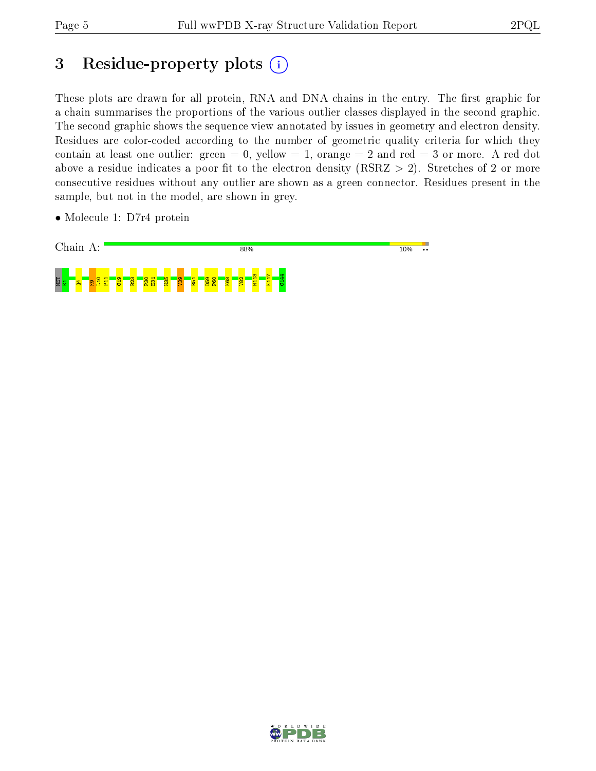# 3 Residue-property plots

These plots are drawn for all protein, RNA and DNA chains in the entry. The first graphic for a chain summarises the proportions of the various outlier classes displayed in the second graphic. The second graphic shows the sequence view annotated by issues in geometry and electron density. Residues are color-coded according to the number of geometric quality criteria for which they contain at least one outlier: green = 0, yellow = 1, orange = 2 and red = 3 or more. A red dot above a residue indicates a poor fit to the electron density (RSRZ > 2). Stretches of 2 or more consecutive residues without any outlier are shown as a green connector. Residues present in the sample, but not in the model, are shown in grey.

- Molecule 1: D7r4 protein

Chain A: 88% 10% ••

MET E1 Q4 K9 L10 F11 C19 R23 P30 E31 H35 V39 R51 D59 P60 K68 V82 M113 K117 C144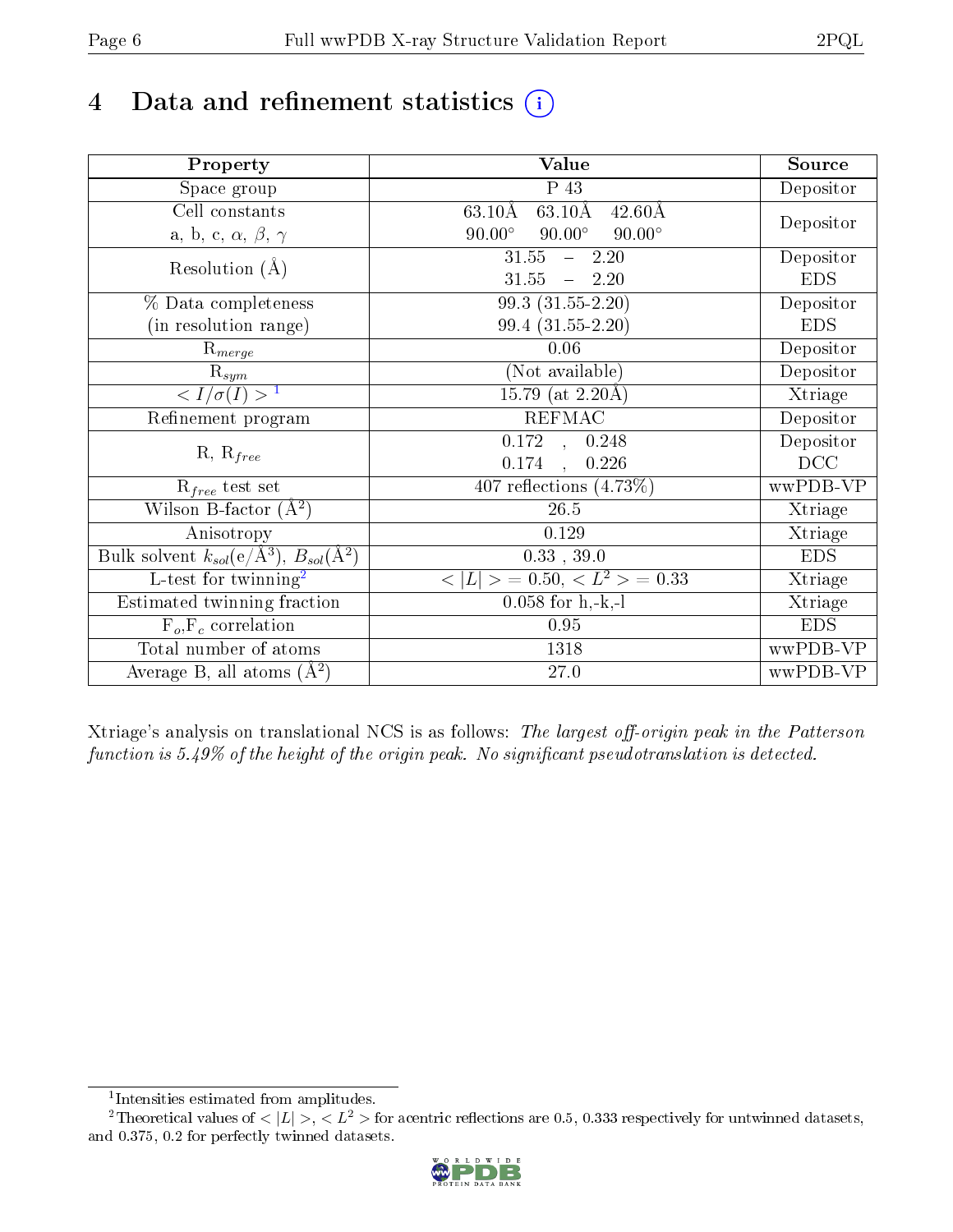# 4 Data and refinement statistics (i)

| Property | Value | Source |
|---|---|---|
| Space group | P 43 | Depositor |
| Cell constants<br>a, b, c, $\alpha$, $\beta$, $\gamma$ | 63.10Å 63.10Å 42.60Å<br>90.00° 90.00° 90.00° | Depositor |
| Resolution (Å) | 31.55 – 2.20<br>31.55 – 2.20 | Depositor<br>EDS |
| % Data completeness<br>(in resolution range) | 99.3 (31.55-2.20)<br>99.4 (31.55-2.20) | Depositor<br>EDS |
| $R_{merge}$ | 0.06 | Depositor |
| $R_{sym}$ | (Not available) | Depositor |
| $< I/\sigma(I) >$ [1] | 15.79 (at 2.20Å) | Xtriage |
| Refinement program | REFMAC | Depositor |
| R, $R_{free}$ | 0.172 , 0.248<br>0.174 , 0.226 | Depositor<br>DCC |
| $R_{free}$ test set | 407 reflections (4.73%) | wwPDB-VP |
| Wilson B-factor (Å$^2$) | 26.5 | Xtriage |
| Anisotropy | 0.129 | Xtriage |
| Bulk solvent $k_{sol}$(e/Å$^3$), $B_{sol}$(Å$^2$) | 0.33 , 39.0 | EDS |
| L-test for twinning[2] | $< \|L\| >$ = 0.50, $< L^2 >$ = 0.33 | Xtriage |
| Estimated twinning fraction | 0.058 for h,-k,-l | Xtriage |
| $F_o$,$F_c$ correlation | 0.95 | EDS |
| Total number of atoms | 1318 | wwPDB-VP |
| Average B, all atoms (Å$^2$) | 27.0 | wwPDB-VP |

Xtriage's analysis on translational NCS is as follows: *The largest off-origin peak in the Patterson function is 5.49% of the height of the origin peak. No significant pseudotranslation is detected.*

[1] Intensities estimated from amplitudes.

[2] Theoretical values of $< |L| >$, $< L^2 >$ for acentric reflections are 0.5, 0.333 respectively for untwinned datasets, and 0.375, 0.2 for perfectly twinned datasets.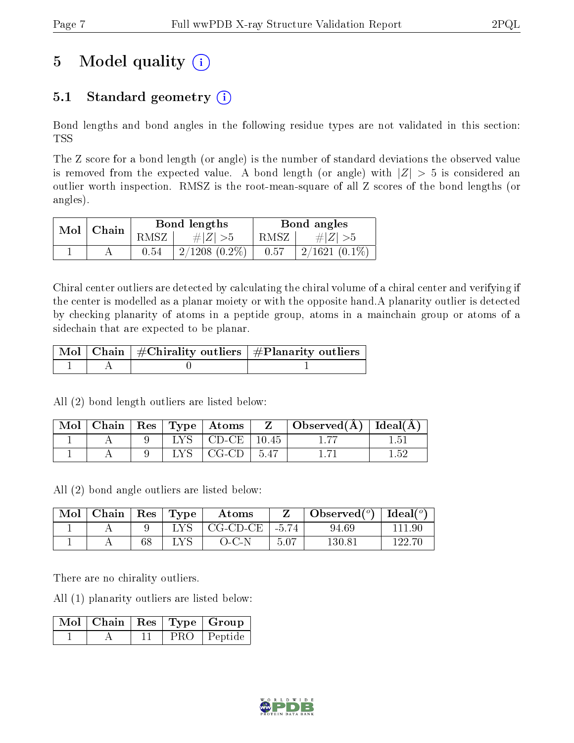# 5 Model quality

## 5.1 Standard geometry

Bond lengths and bond angles in the following residue types are not validated in this section: TSS

The Z score for a bond length (or angle) is the number of standard deviations the observed value is removed from the expected value. A bond length (or angle) with $|Z| > 5$ is considered an outlier worth inspection. RMSZ is the root-mean-square of all Z scores of the bond lengths (or angles).

| Mol | Chain | Bond lengths | | Bond angles | |
|---|---|---|---|---|---|
| | | RMSZ | #$\|Z\|$ >5 | RMSZ | #$\|Z\|$ >5 |
| 1 | A | 0.54 | 2/1208 (0.2%) | 0.57 | 2/1621 (0.1%) |

Chiral center outliers are detected by calculating the chiral volume of a chiral center and verifying if the center is modelled as a planar moiety or with the opposite hand.A planarity outlier is detected by checking planarity of atoms in a peptide group, atoms in a mainchain group or atoms of a sidechain that are expected to be planar.

| Mol | Chain | #Chirality outliers | #Planarity outliers |
|---|---|---|---|
| 1 | A | 0 | 1 |

All (2) bond length outliers are listed below:

| Mol | Chain | Res | Type | Atoms | Z | Observed(Å) | Ideal(Å) |
|---|---|---|---|---|---|---|---|
| 1 | A | 9 | LYS | CD-CE | 10.45 | 1.77 | 1.51 |
| 1 | A | 9 | LYS | CG-CD | 5.47 | 1.71 | 1.52 |

All (2) bond angle outliers are listed below:

| Mol | Chain | Res | Type | Atoms | Z | Observed($^o$) | Ideal($^o$) |
|---|---|---|---|---|---|---|---|
| 1 | A | 9 | LYS | CG-CD-CE | -5.74 | 94.69 | 111.90 |
| 1 | A | 68 | LYS | O-C-N | 5.07 | 130.81 | 122.70 |

There are no chirality outliers.

All (1) planarity outliers are listed below:

| Mol | Chain | Res | Type | Group |
|---|---|---|---|---|
| 1 | A | 11 | PRO | Peptide |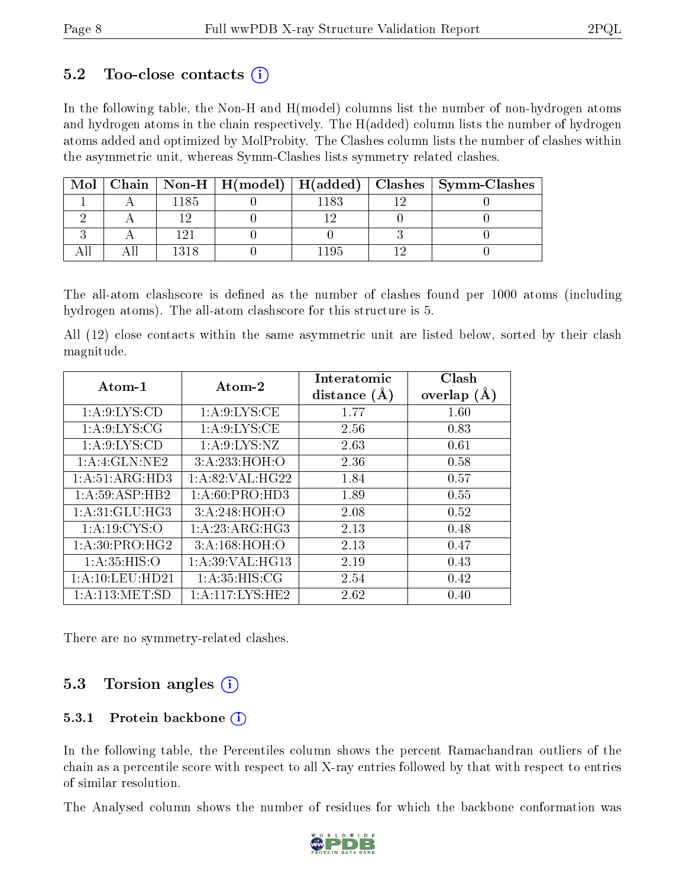### 5.2 Too-close contacts (i)

In the following table, the Non-H and H(model) columns list the number of non-hydrogen atoms and hydrogen atoms in the chain respectively. The H(added) column lists the number of hydrogen atoms added and optimized by MolProbity. The Clashes column lists the number of clashes within the asymmetric unit, whereas Symm-Clashes lists symmetry related clashes.

| Mol | Chain | Non-H | H(model) | H(added) | Clashes | Symm-Clashes |
|---|---|---|---|---|---|---|
| 1 | A | 1185 | 0 | 1183 | 12 | 0 |
| 2 | A | 12 | 0 | 12 | 0 | 0 |
| 3 | A | 121 | 0 | 0 | 3 | 0 |
| All | All | 1318 | 0 | 1195 | 12 | 0 |

The all-atom clashscore is defined as the number of clashes found per 1000 atoms (including hydrogen atoms). The all-atom clashscore for this structure is 5.

All (12) close contacts within the same asymmetric unit are listed below, sorted by their clash magnitude.

| Atom-1 | Atom-2 | Interatomic distance (Å) | Clash overlap (Å) |
|---|---|---|---|
| 1:A:9:LYS:CD | 1:A:9:LYS:CE | 1.77 | 1.60 |
| 1:A:9:LYS:CG | 1:A:9:LYS:CE | 2.56 | 0.83 |
| 1:A:9:LYS:CD | 1:A:9:LYS:NZ | 2.63 | 0.61 |
| 1:A:4:GLN:NE2 | 3:A:233:HOH:O | 2.36 | 0.58 |
| 1:A:51:ARG:HD3 | 1:A:82:VAL:HG22 | 1.84 | 0.57 |
| 1:A:59:ASP:HB2 | 1:A:60:PRO:HD3 | 1.89 | 0.55 |
| 1:A:31:GLU:HG3 | 3:A:248:HOH:O | 2.08 | 0.52 |
| 1:A:19:CYS:O | 1:A:23:ARG:HG3 | 2.13 | 0.48 |
| 1:A:30:PRO:HG2 | 3:A:168:HOH:O | 2.13 | 0.47 |
| 1:A:35:HIS:O | 1:A:39:VAL:HG13 | 2.19 | 0.43 |
| 1:A:10:LEU:HD21 | 1:A:35:HIS:CG | 2.54 | 0.42 |
| 1:A:113:MET:SD | 1:A:117:LYS:HE2 | 2.62 | 0.40 |

There are no symmetry-related clashes.

### 5.3 Torsion angles (i)

#### 5.3.1 Protein backbone (i)

In the following table, the Percentiles column shows the percent Ramachandran outliers of the chain as a percentile score with respect to all X-ray entries followed by that with respect to entries of similar resolution.

The Analysed column shows the number of residues for which the backbone conformation was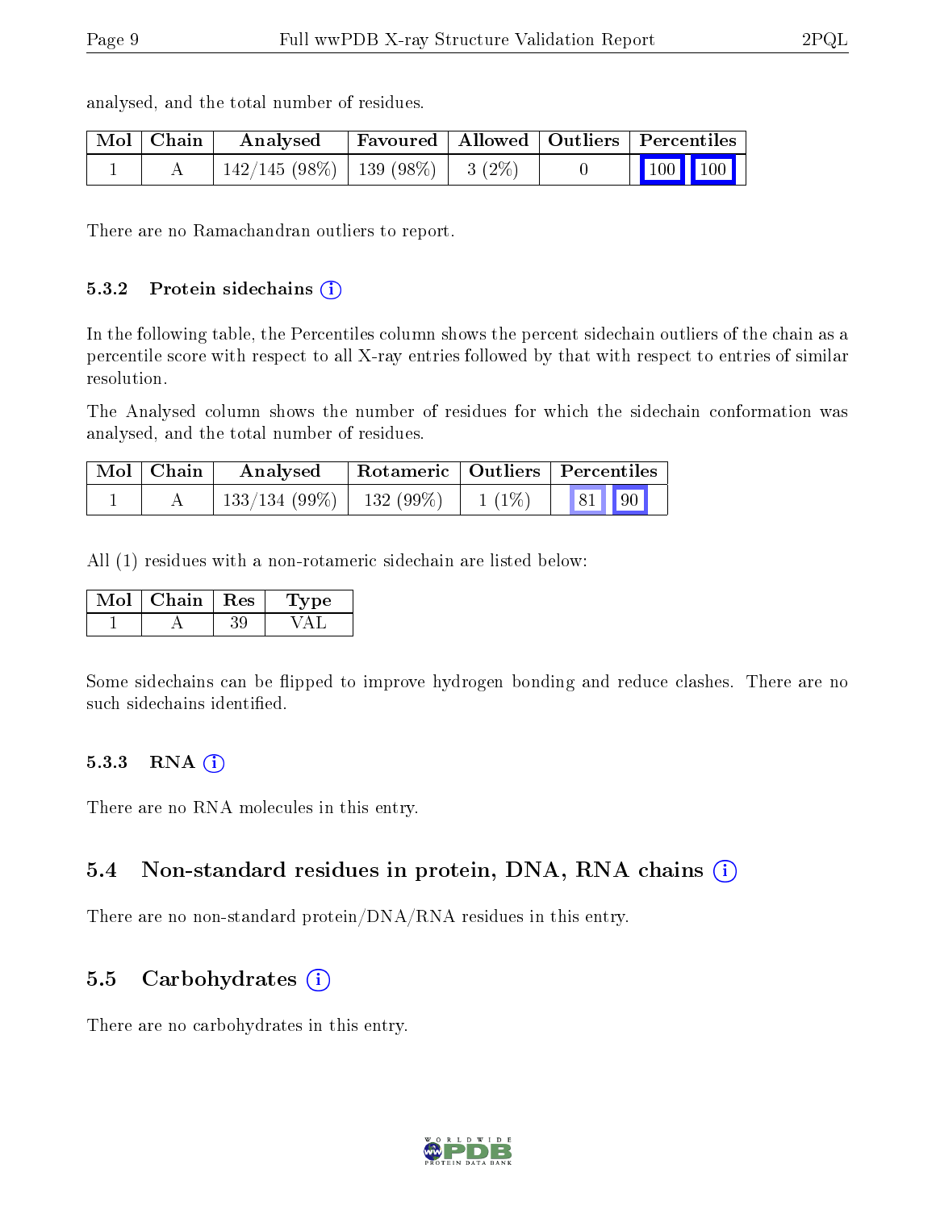analysed, and the total number of residues.

| Mol | Chain | Analysed | Favoured | Allowed | Outliers | Percentiles | |
|---|---|---|---|---|---|---|---|
| 1 | A | 142/145 (98%) | 139 (98%) | 3 (2%) | 0 | 100 | 100 |

There are no Ramachandran outliers to report.

#### 5.3.2 Protein sidechains

In the following table, the Percentiles column shows the percent sidechain outliers of the chain as a percentile score with respect to all X-ray entries followed by that with respect to entries of similar resolution.

The Analysed column shows the number of residues for which the sidechain conformation was analysed, and the total number of residues.

| Mol | Chain | Analysed | Rotameric | Outliers | Percentiles | |
|---|---|---|---|---|---|---|
| 1 | A | 133/134 (99%) | 132 (99%) | 1 (1%) | 81 | 90 |

All (1) residues with a non-rotameric sidechain are listed below:

| Mol | Chain | Res | Type |
|---|---|---|---|
| 1 | A | 39 | VAL |

Some sidechains can be flipped to improve hydrogen bonding and reduce clashes. There are no such sidechains identified.

#### 5.3.3 RNA

There are no RNA molecules in this entry.

### 5.4 Non-standard residues in protein, DNA, RNA chains

There are no non-standard protein/DNA/RNA residues in this entry.

### 5.5 Carbohydrates

There are no carbohydrates in this entry.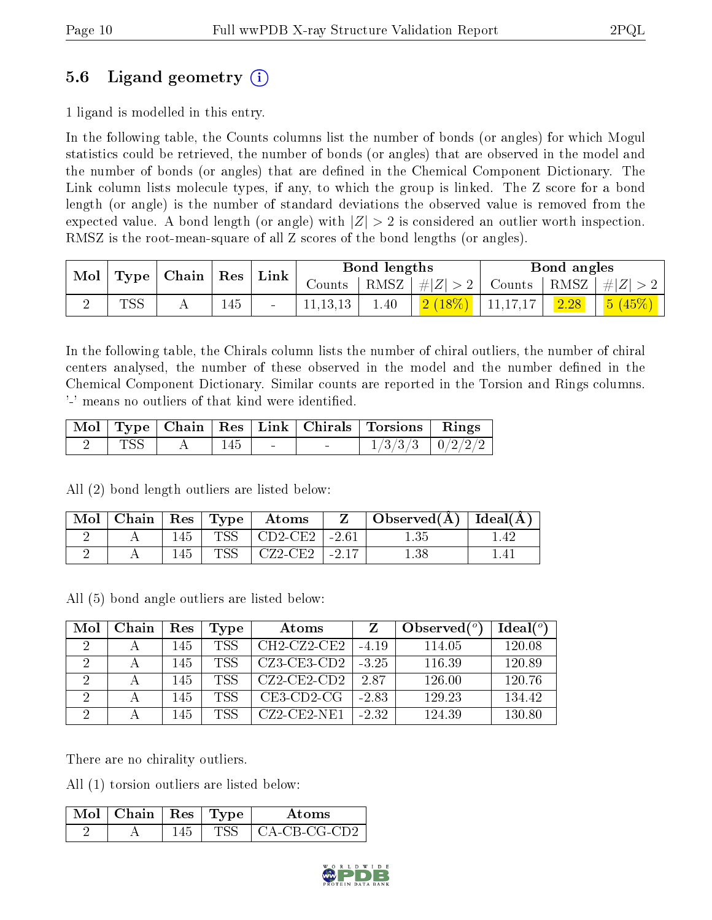### 5.6 Ligand geometry (i)

1 ligand is modelled in this entry.

In the following table, the Counts columns list the number of bonds (or angles) for which Mogul statistics could be retrieved, the number of bonds (or angles) that are observed in the model and the number of bonds (or angles) that are defined in the Chemical Component Dictionary. The Link column lists molecule types, if any, to which the group is linked. The Z score for a bond length (or angle) is the number of standard deviations the observed value is removed from the expected value. A bond length (or angle) with $|Z| > 2$ is considered an outlier worth inspection. RMSZ is the root-mean-square of all Z scores of the bond lengths (or angles).

| Mol | Type | Chain | Res | Link | Bond lengths | | | Bond angles | | |
|---|---|---|---|---|---|---|---|---|---|---|
| | | | | | Counts | RMSZ | $\#\|Z\| > 2$ | Counts | RMSZ | $\#\|Z\| > 2$ |
| 2 | TSS | A | 145 | - | 11,13,13 | 1.40 | 2 (18%) | 11,17,17 | 2.28 | 5 (45%) |

In the following table, the Chirals column lists the number of chiral outliers, the number of chiral centers analysed, the number of these observed in the model and the number defined in the Chemical Component Dictionary. Similar counts are reported in the Torsion and Rings columns. '-' means no outliers of that kind were identified.

| Mol | Type | Chain | Res | Link | Chirals | Torsions | Rings |
|---|---|---|---|---|---|---|---|
| 2 | TSS | A | 145 | - | - | 1/3/3/3 | 0/2/2/2 |

All (2) bond length outliers are listed below:

| Mol | Chain | Res | Type | Atoms | Z | Observed(Å) | Ideal(Å) |
|---|---|---|---|---|---|---|---|
| 2 | A | 145 | TSS | CD2-CE2 | -2.61 | 1.35 | 1.42 |
| 2 | A | 145 | TSS | CZ2-CE2 | -2.17 | 1.38 | 1.41 |

All (5) bond angle outliers are listed below:

| Mol | Chain | Res | Type | Atoms | Z | Observed(°) | Ideal(°) |
|---|---|---|---|---|---|---|---|
| 2 | A | 145 | TSS | CH2-CZ2-CE2 | -4.19 | 114.05 | 120.08 |
| 2 | A | 145 | TSS | CZ3-CE3-CD2 | -3.25 | 116.39 | 120.89 |
| 2 | A | 145 | TSS | CZ2-CE2-CD2 | 2.87 | 126.00 | 120.76 |
| 2 | A | 145 | TSS | CE3-CD2-CG | -2.83 | 129.23 | 134.42 |
| 2 | A | 145 | TSS | CZ2-CE2-NE1 | -2.32 | 124.39 | 130.80 |

There are no chirality outliers.

All (1) torsion outliers are listed below:

| Mol | Chain | Res | Type | Atoms |
|---|---|---|---|---|
| 2 | A | 145 | TSS | CA-CB-CG-CD2 |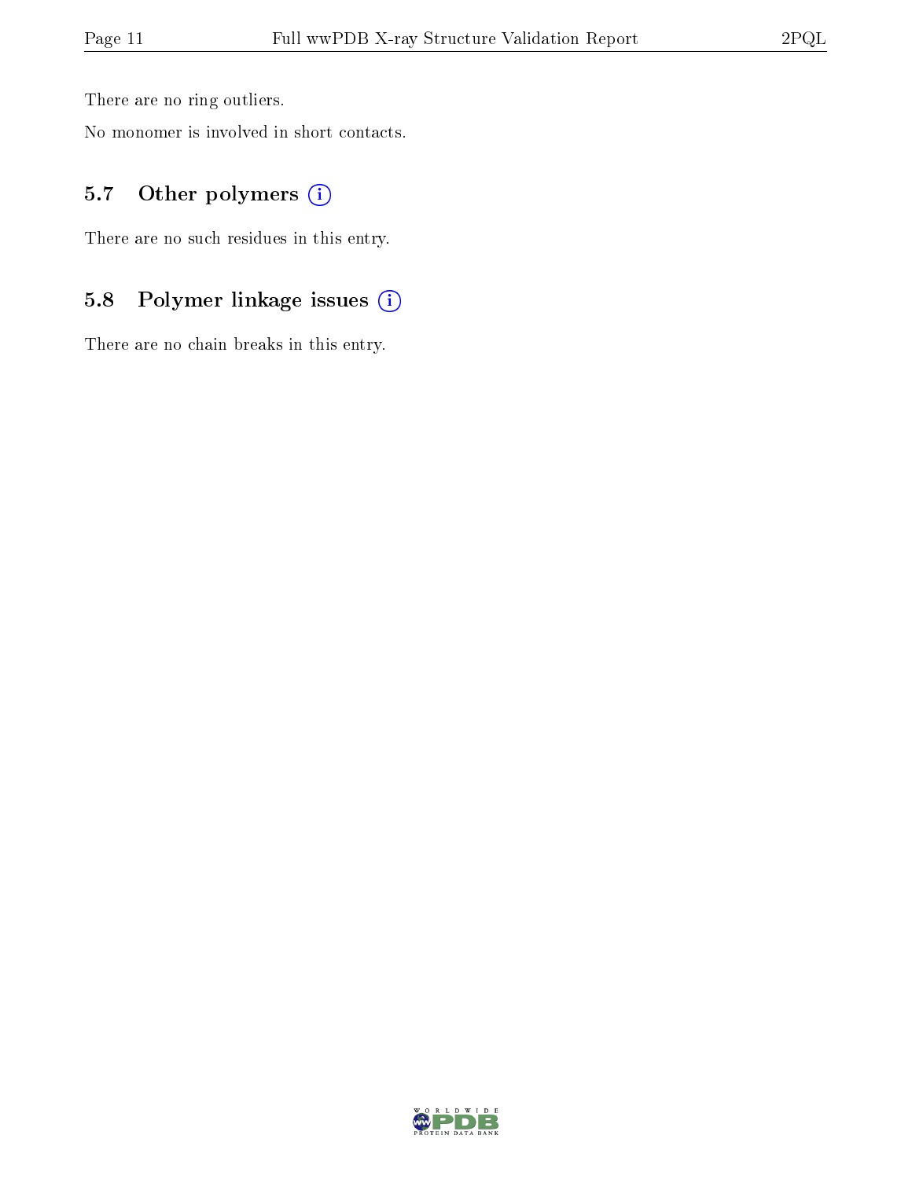There are no ring outliers.

No monomer is involved in short contacts.

### 5.7 Other polymers

There are no such residues in this entry.

### 5.8 Polymer linkage issues

There are no chain breaks in this entry.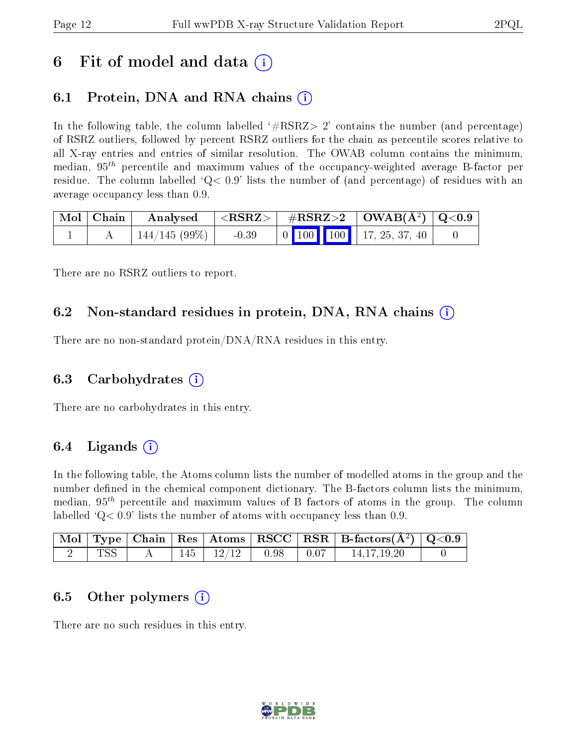# 6 Fit of model and data (i)

## 6.1 Protein, DNA and RNA chains (i)

In the following table, the column labelled '#RSRZ> 2' contains the number (and percentage) of RSRZ outliers, followed by percent RSRZ outliers for the chain as percentile scores relative to all X-ray entries and entries of similar resolution. The OWAB column contains the minimum, median, $95^{th}$ percentile and maximum values of the occupancy-weighted average B-factor per residue. The column labelled 'Q< 0.9' lists the number of (and percentage) of residues with an average occupancy less than 0.9.

| Mol | Chain | Analysed | <RSRZ> | #RSRZ>2 | | | OWAB(Å$^2$) | Q<0.9 |
|---|---|---|---|---|---|---|---|---|
| 1 | A | 144/145 (99%) | -0.39 | 0 | 100 | 100 | 17, 25, 37, 40 | 0 |

There are no RSRZ outliers to report.

## 6.2 Non-standard residues in protein, DNA, RNA chains (i)

There are no non-standard protein/DNA/RNA residues in this entry.

## 6.3 Carbohydrates (i)

There are no carbohydrates in this entry.

## 6.4 Ligands (i)

In the following table, the Atoms column lists the number of modelled atoms in the group and the number defined in the chemical component dictionary. The B-factors column lists the minimum, median, $95^{th}$ percentile and maximum values of B factors of atoms in the group. The column labelled 'Q< 0.9' lists the number of atoms with occupancy less than 0.9.

| Mol | Type | Chain | Res | Atoms | RSCC | RSR | B-factors(Å$^2$) | Q<0.9 |
|---|---|---|---|---|---|---|---|---|
| 2 | TSS | A | 145 | 12/12 | 0.98 | 0.07 | 14,17,19,20 | 0 |

## 6.5 Other polymers (i)

There are no such residues in this entry.